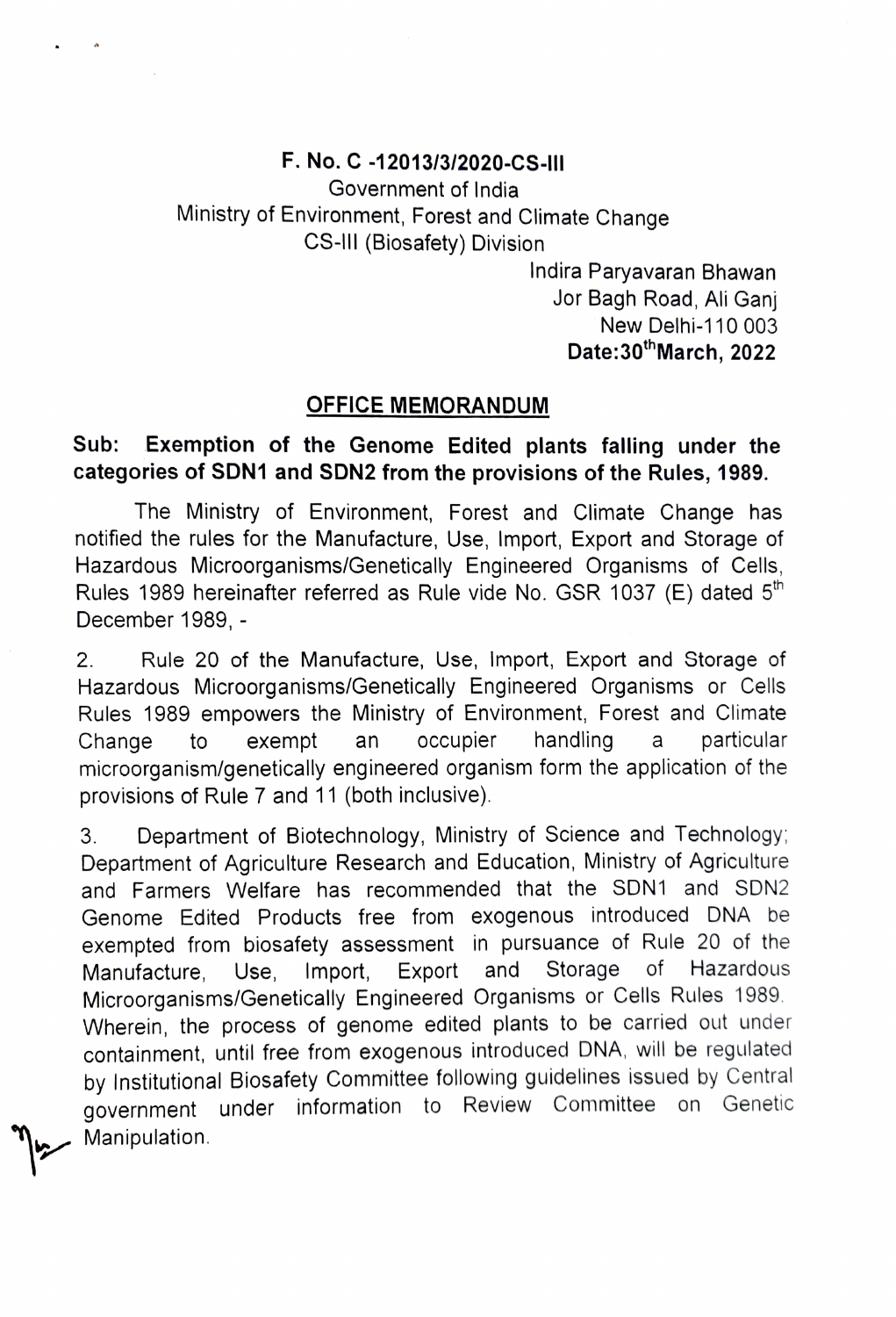**F. No. C -12013/3/2020-CS-III**
Government of India
Ministry of Environment, Forest and Climate Change
CS-III (Biosafety) Division

Indira Paryavaran Bhawan
Jor Bagh Road, Ali Ganj
New Delhi-110 003
**Date:30th March, 2022**

## OFFICE MEMORANDUM

**Sub: Exemption of the Genome Edited plants falling under the categories of SDN1 and SDN2 from the provisions of the Rules, 1989.**

The Ministry of Environment, Forest and Climate Change has notified the rules for the Manufacture, Use, Import, Export and Storage of Hazardous Microorganisms/Genetically Engineered Organisms of Cells, Rules 1989 hereinafter referred as Rule vide No. GSR 1037 (E) dated 5th December 1989, -

2. Rule 20 of the Manufacture, Use, Import, Export and Storage of Hazardous Microorganisms/Genetically Engineered Organisms or Cells Rules 1989 empowers the Ministry of Environment, Forest and Climate Change to exempt an occupier handling a particular microorganism/genetically engineered organism form the application of the provisions of Rule 7 and 11 (both inclusive).

3. Department of Biotechnology, Ministry of Science and Technology; Department of Agriculture Research and Education, Ministry of Agriculture and Farmers Welfare has recommended that the SDN1 and SDN2 Genome Edited Products free from exogenous introduced DNA be exempted from biosafety assessment in pursuance of Rule 20 of the Manufacture, Use, Import, Export and Storage of Hazardous Microorganisms/Genetically Engineered Organisms or Cells Rules 1989. Wherein, the process of genome edited plants to be carried out under containment, until free from exogenous introduced DNA, will be regulated by Institutional Biosafety Committee following guidelines issued by Central government under information to Review Committee on Genetic Manipulation.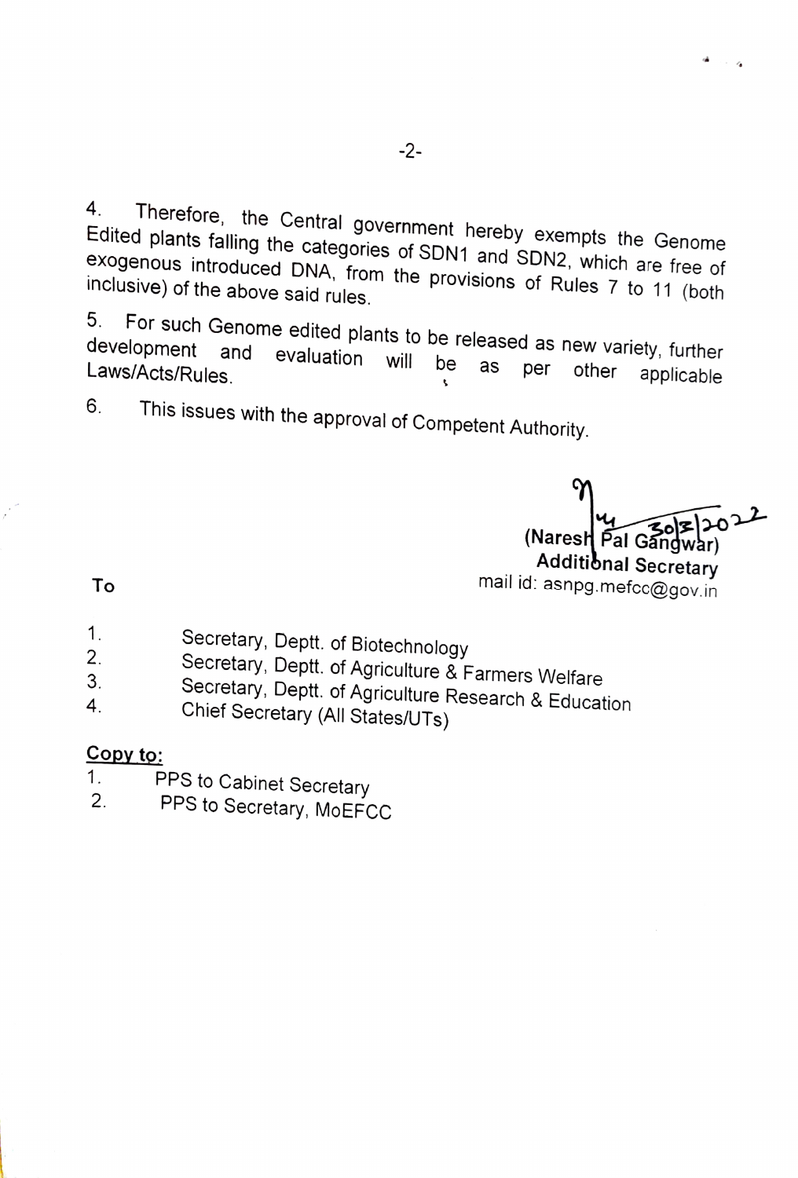4. Therefore, the Central government hereby exempts the Genome Edited plants falling the categories of SDN1 and SDN2, which are free of exogenous introduced DNA, from the provisions of Rules 7 to 11 (both inclusive) of the above said rules.

5. For such Genome edited plants to be released as new variety, further development and evaluation will be as per other applicable Laws/Acts/Rules.

6. This issues with the approval of Competent Authority.

30/3/2022

(Naresh Pal Gangwar)
**Additional Secretary**
mail id: asnpg.mefcc@gov.in

To

1. Secretary, Deptt. of Biotechnology
2. Secretary, Deptt. of Agriculture & Farmers Welfare
3. Secretary, Deptt. of Agriculture Research & Education
4. Chief Secretary (All States/UTs)

**Copy to:**

1. PPS to Cabinet Secretary
2. PPS to Secretary, MoEFCC